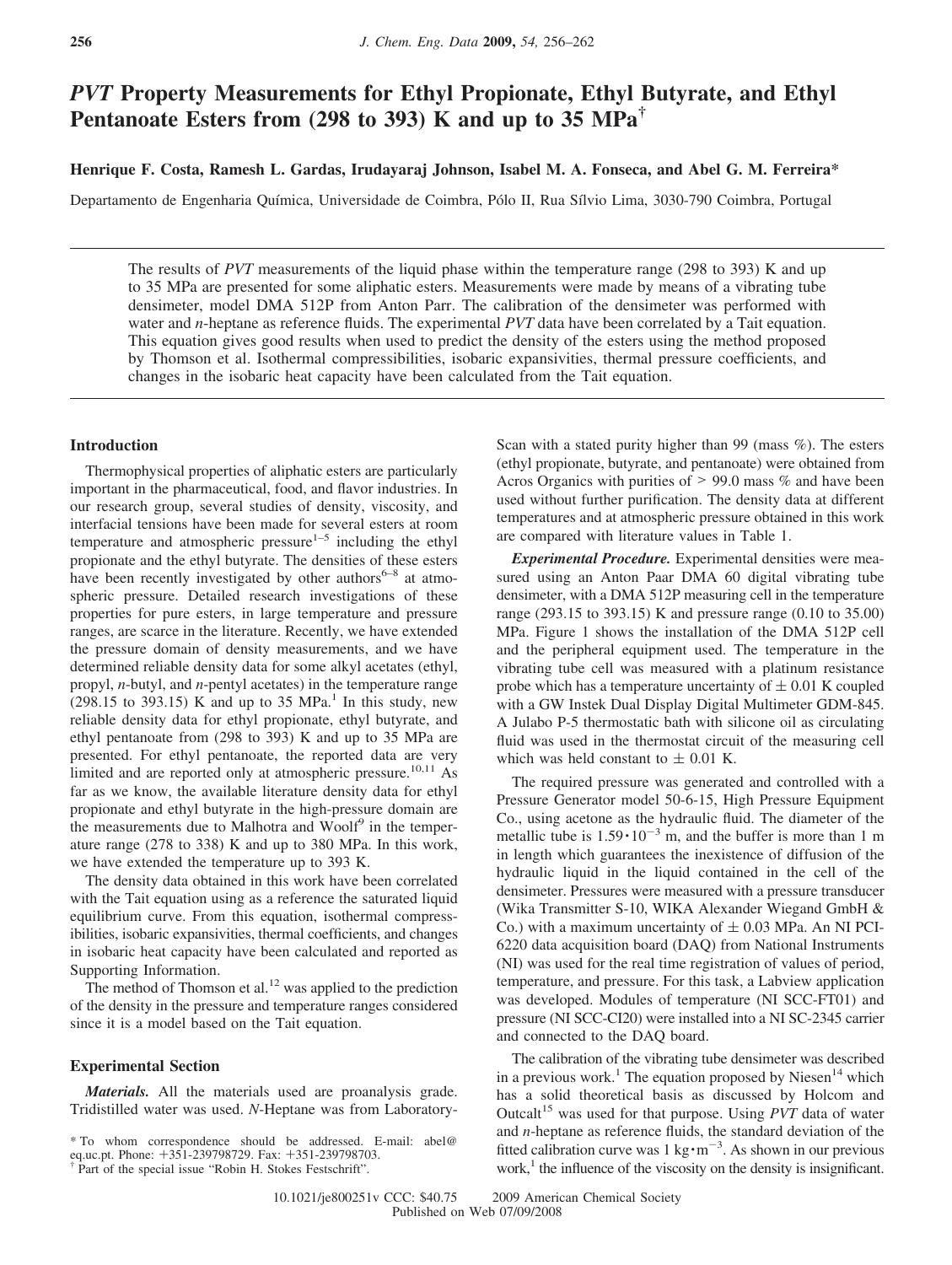# *PVT* Property Measurements for Ethyl Propionate, Ethyl Butyrate, and Ethyl Pentanoate Esters from (298 to 393) K and up to 35 MPa[†]

**Henrique F. Costa, Ramesh L. Gardas, Irudayaraj Johnson, Isabel M. A. Fonseca, and Abel G. M. Ferreira***

Departamento de Engenharia Química, Universidade de Coimbra, Pólo II, Rua Sílvio Lima, 3030-790 Coimbra, Portugal

The results of *PVT* measurements of the liquid phase within the temperature range (298 to 393) K and up to 35 MPa are presented for some aliphatic esters. Measurements were made by means of a vibrating tube densimeter, model DMA 512P from Anton Parr. The calibration of the densimeter was performed with water and *n*-heptane as reference fluids. The experimental *PVT* data have been correlated by a Tait equation. This equation gives good results when used to predict the density of the esters using the method proposed by Thomson et al. Isothermal compressibilities, isobaric expansivities, thermal pressure coefficients, and changes in the isobaric heat capacity have been calculated from the Tait equation.

## Introduction

Thermophysical properties of aliphatic esters are particularly important in the pharmaceutical, food, and flavor industries. In our research group, several studies of density, viscosity, and interfacial tensions have been made for several esters at room temperature and atmospheric pressure[1–5] including the ethyl propionate and the ethyl butyrate. The densities of these esters have been recently investigated by other authors[6–8] at atmospheric pressure. Detailed research investigations of these properties for pure esters, in large temperature and pressure ranges, are scarce in the literature. Recently, we have extended the pressure domain of density measurements, and we have determined reliable density data for some alkyl acetates (ethyl, propyl, *n*-butyl, and *n*-pentyl acetates) in the temperature range (298.15 to 393.15) K and up to 35 MPa.[1] In this study, new reliable density data for ethyl propionate, ethyl butyrate, and ethyl pentanoate from (298 to 393) K and up to 35 MPa are presented. For ethyl pentanoate, the reported data are very limited and are reported only at atmospheric pressure.[10,11] As far as we know, the available literature density data for ethyl propionate and ethyl butyrate in the high-pressure domain are the measurements due to Malhotra and Woolf[9] in the temperature range (278 to 338) K and up to 380 MPa. In this work, we have extended the temperature up to 393 K.

The density data obtained in this work have been correlated with the Tait equation using as a reference the saturated liquid equilibrium curve. From this equation, isothermal compressibilities, isobaric expansivities, thermal coefficients, and changes in isobaric heat capacity have been calculated and reported as Supporting Information.

The method of Thomson et al.[12] was applied to the prediction of the density in the pressure and temperature ranges considered since it is a model based on the Tait equation.

## Experimental Section

***Materials.*** All the materials used are proanalysis grade. Tridistilled water was used. *N*-Heptane was from Laboratory-Scan with a stated purity higher than 99 (mass %). The esters (ethyl propionate, butyrate, and pentanoate) were obtained from Acros Organics with purities of > 99.0 mass % and have been used without further purification. The density data at different temperatures and at atmospheric pressure obtained in this work are compared with literature values in Table 1.

***Experimental Procedure.*** Experimental densities were measured using an Anton Paar DMA 60 digital vibrating tube densimeter, with a DMA 512P measuring cell in the temperature range (293.15 to 393.15) K and pressure range (0.10 to 35.00) MPa. Figure 1 shows the installation of the DMA 512P cell and the peripheral equipment used. The temperature in the vibrating tube cell was measured with a platinum resistance probe which has a temperature uncertainty of ± 0.01 K coupled with a GW Instek Dual Display Digital Multimeter GDM-845. A Julabo P-5 thermostatic bath with silicone oil as circulating fluid was used in the thermostat circuit of the measuring cell which was held constant to ± 0.01 K.

The required pressure was generated and controlled with a Pressure Generator model 50-6-15, High Pressure Equipment Co., using acetone as the hydraulic fluid. The diameter of the metallic tube is $1.59 \cdot 10^{-3}$ m, and the buffer is more than 1 m in length which guarantees the inexistence of diffusion of the hydraulic liquid in the liquid contained in the cell of the densimeter. Pressures were measured with a pressure transducer (Wika Transmitter S-10, WIKA Alexander Wiegand GmbH & Co.) with a maximum uncertainty of ± 0.03 MPa. An NI PCI-6220 data acquisition board (DAQ) from National Instruments (NI) was used for the real time registration of values of period, temperature, and pressure. For this task, a Labview application was developed. Modules of temperature (NI SCC-FT01) and pressure (NI SCC-CI20) were installed into a NI SC-2345 carrier and connected to the DAQ board.

The calibration of the vibrating tube densimeter was described in a previous work.[1] The equation proposed by Niesen[14] which has a solid theoretical basis as discussed by Holcom and Outcalt[15] was used for that purpose. Using *PVT* data of water and *n*-heptane as reference fluids, the standard deviation of the fitted calibration curve was $1\ \mathrm{kg \cdot m^{-3}}$. As shown in our previous work,[1] the influence of the viscosity on the density is insignificant.

\* To whom correspondence should be addressed. E-mail: abel@eq.uc.pt. Phone: +351-239798729. Fax: +351-239798703.
† Part of the special issue "Robin H. Stokes Festschrift".

10.1021/je800251v CCC: $40.75 © 2009 American Chemical Society
Published on Web 07/09/2008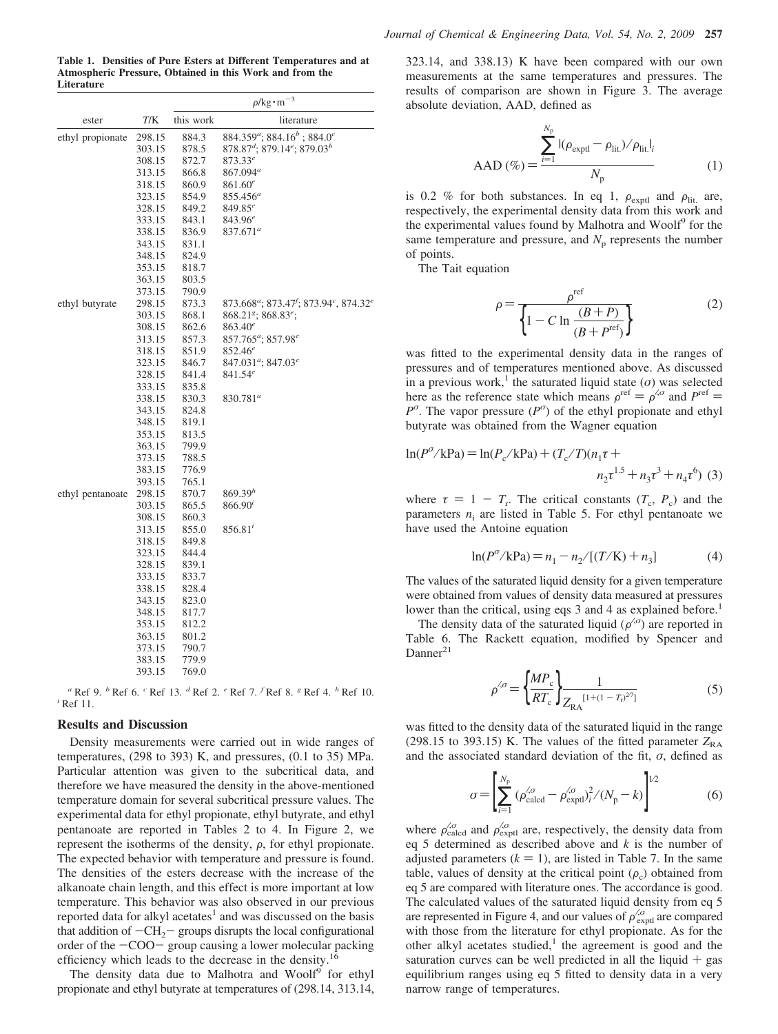**Table 1. Densities of Pure Esters at Different Temperatures and at Atmospheric Pressure, Obtained in this Work and from the Literature**

| ester | $T$/K | $\rho$/kg·m$^{-3}$ this work | literature |
|---|---|---|---|
| ethyl propionate | 298.15 | 884.3 | 884.359[a]; 884.16[b] ; 884.0[c] |
| | 303.15 | 878.5 | 878.87[d]; 879.14[e]; 879.03[b] |
| | 308.15 | 872.7 | 873.33[e] |
| | 313.15 | 866.8 | 867.094[a] |
| | 318.15 | 860.9 | 861.60[e] |
| | 323.15 | 854.9 | 855.456[a] |
| | 328.15 | 849.2 | 849.85[e] |
| | 333.15 | 843.1 | 843.96[e] |
| | 338.15 | 836.9 | 837.671[a] |
| | 343.15 | 831.1 | |
| | 348.15 | 824.9 | |
| | 353.15 | 818.7 | |
| | 363.15 | 803.5 | |
| | 373.15 | 790.9 | |
| ethyl butyrate | 298.15 | 873.3 | 873.668[a]; 873.47[f]; 873.94[c], 874.32[e] |
| | 303.15 | 868.1 | 868.21[g]; 868.83[e]; |
| | 308.15 | 862.6 | 863.40[e] |
| | 313.15 | 857.3 | 857.765[a]; 857.98[e] |
| | 318.15 | 851.9 | 852.46[e] |
| | 323.15 | 846.7 | 847.031[a]; 847.03[e] |
| | 328.15 | 841.4 | 841.54[e] |
| | 333.15 | 835.8 | |
| | 338.15 | 830.3 | 830.781[a] |
| | 343.15 | 824.8 | |
| | 348.15 | 819.1 | |
| | 353.15 | 813.5 | |
| | 363.15 | 799.9 | |
| | 373.15 | 788.5 | |
| | 383.15 | 776.9 | |
| | 393.15 | 765.1 | |
| ethyl pentanoate | 298.15 | 870.7 | 869.39[h] |
| | 303.15 | 865.5 | 866.90[i] |
| | 308.15 | 860.3 | |
| | 313.15 | 855.0 | 856.81[i] |
| | 318.15 | 849.8 | |
| | 323.15 | 844.4 | |
| | 328.15 | 839.1 | |
| | 333.15 | 833.7 | |
| | 338.15 | 828.4 | |
| | 343.15 | 823.0 | |
| | 348.15 | 817.7 | |
| | 353.15 | 812.2 | |
| | 363.15 | 801.2 | |
| | 373.15 | 790.7 | |
| | 383.15 | 779.9 | |
| | 393.15 | 769.0 | |

[a] Ref 9. [b] Ref 6. [c] Ref 13. [d] Ref 2. [e] Ref 7. [f] Ref 8. [g] Ref 4. [h] Ref 10. [i] Ref 11.

## Results and Discussion

Density measurements were carried out in wide ranges of temperatures, (298 to 393) K, and pressures, (0.1 to 35) MPa. Particular attention was given to the subcritical data, and therefore we have measured the density in the above-mentioned temperature domain for several subcritical pressure values. The experimental data for ethyl propionate, ethyl butyrate, and ethyl pentanoate are reported in Tables 2 to 4. In Figure 2, we represent the isotherms of the density, $\rho$, for ethyl propionate. The expected behavior with temperature and pressure is found. The densities of the esters decrease with the increase of the alkanoate chain length, and this effect is more important at low temperature. This behavior was also observed in our previous reported data for alkyl acetates[1] and was discussed on the basis that addition of $-CH_2-$ groups disrupts the local configurational order of the $-COO-$ group causing a lower molecular packing efficiency which leads to the decrease in the density.[16]

The density data due to Malhotra and Woolf[9] for ethyl propionate and ethyl butyrate at temperatures of (298.14, 313.14, 323.14, and 338.13) K have been compared with our own measurements at the same temperatures and pressures. The results of comparison are shown in Figure 3. The average absolute deviation, AAD, defined as

$$\text{AAD}\,(\%) = \frac{\sum_{i=1}^{N_p} |(\rho_{\text{exptl}} - \rho_{\text{lit.}})/\rho_{\text{lit.}}|_i}{N_p} \quad (1)$$

is 0.2 % for both substances. In eq 1, $\rho_{\text{exptl}}$ and $\rho_{\text{lit.}}$ are, respectively, the experimental density data from this work and the experimental values found by Malhotra and Woolf[9] for the same temperature and pressure, and $N_p$ represents the number of points.

The Tait equation

$$\rho = \frac{\rho^{\text{ref}}}{\left\{1 - C \ln \dfrac{(B + P)}{(B + P^{\text{ref}})}\right\}} \quad (2)$$

was fitted to the experimental density data in the ranges of pressures and of temperatures mentioned above. As discussed in a previous work,[1] the saturated liquid state ($\sigma$) was selected here as the reference state which means $\rho^{\text{ref}} = \rho^{\prime,\sigma}$ and $P^{\text{ref}} = P^{\sigma}$. The vapor pressure ($P^{\sigma}$) of the ethyl propionate and ethyl butyrate was obtained from the Wagner equation

$$\ln(P^{\sigma}/\text{kPa}) = \ln(P_c/\text{kPa}) + (T_c/T)(n_1\tau + n_2\tau^{1.5} + n_3\tau^3 + n_4\tau^6) \quad (3)$$

where $\tau = 1 - T_r$. The critical constants ($T_c$, $P_c$) and the parameters $n_i$ are listed in Table 5. For ethyl pentanoate we have used the Antoine equation

$$\ln(P^{\sigma}/\text{kPa}) = n_1 - n_2/[(T/\text{K}) + n_3] \quad (4)$$

The values of the saturated liquid density for a given temperature were obtained from values of density data measured at pressures lower than the critical, using eqs 3 and 4 as explained before.[1]

The density data of the saturated liquid ($\rho^{\prime,\sigma}$) are reported in Table 6. The Rackett equation, modified by Spencer and Danner[21]

$$\rho^{\prime,\sigma} = \left\{\frac{MP_c}{RT_c}\right\}\frac{1}{Z_{\text{RA}}^{[1+(1-T_r)^{2/7}]}} \quad (5)$$

was fitted to the density data of the saturated liquid in the range (298.15 to 393.15) K. The values of the fitted parameter $Z_{\text{RA}}$ and the associated standard deviation of the fit, $\sigma$, defined as

$$\sigma = \left[\sum_{i=1}^{N_p} (\rho^{\prime,\sigma}_{\text{calcd}} - \rho^{\prime,\sigma}_{\text{exptl}})_i^2/(N_p - k)\right]^{1/2} \quad (6)$$

where $\rho^{\prime,\sigma}_{\text{calcd}}$ and $\rho^{\prime,\sigma}_{\text{exptl}}$ are, respectively, the density data from eq 5 determined as described above and $k$ is the number of adjusted parameters ($k = 1$), are listed in Table 7. In the same table, values of density at the critical point ($\rho_c$) obtained from eq 5 are compared with literature ones. The accordance is good. The calculated values of the saturated liquid density from eq 5 are represented in Figure 4, and our values of $\rho^{\prime,\sigma}_{\text{exptl}}$ are compared with those from the literature for ethyl propionate. As for the other alkyl acetates studied,[1] the agreement is good and the saturation curves can be well predicted in all the liquid + gas equilibrium ranges using eq 5 fitted to density data in a very narrow range of temperatures.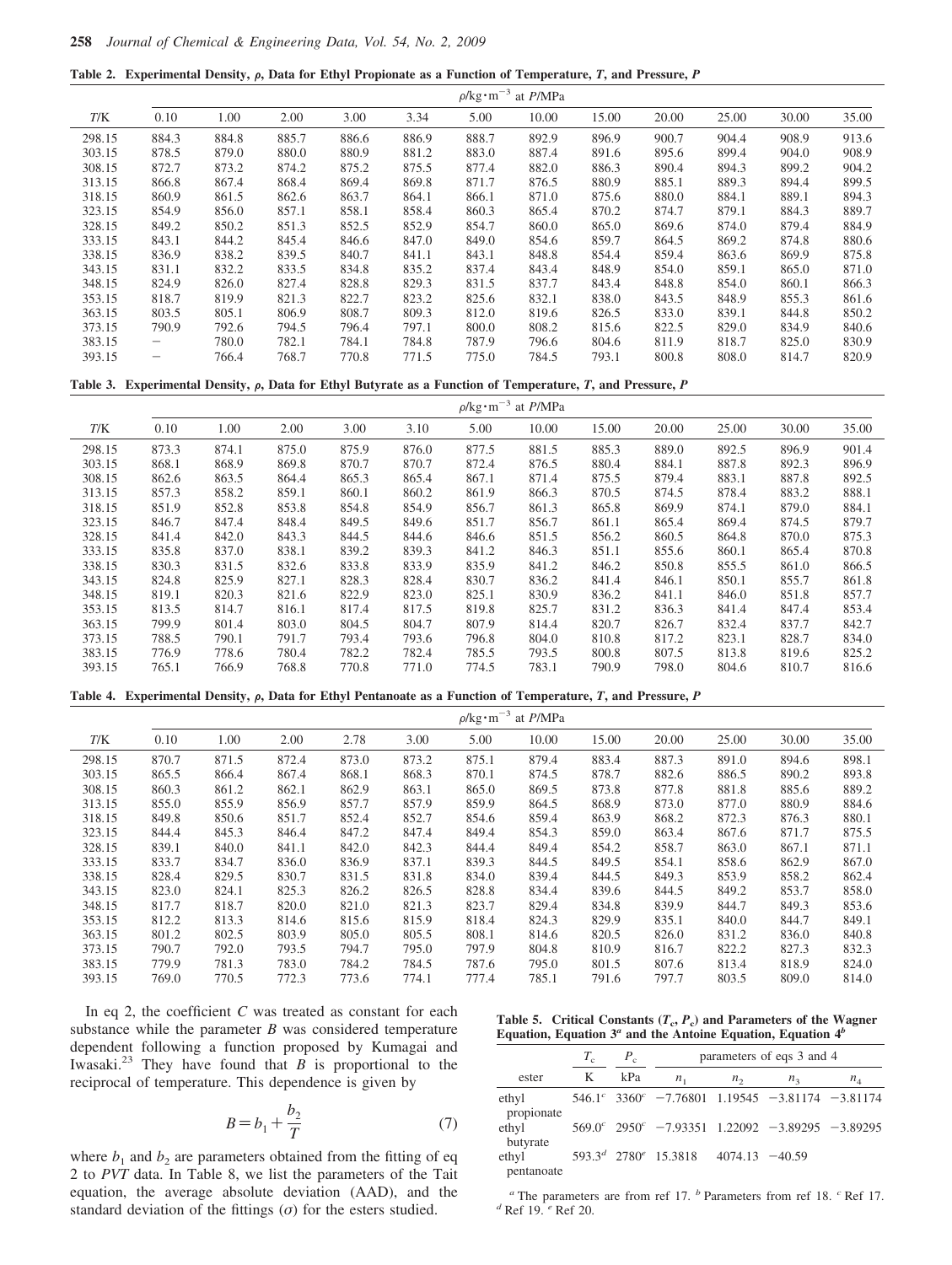**Table 2. Experimental Density, $\rho$, Data for Ethyl Propionate as a Function of Temperature, $T$, and Pressure, $P$**

| | $\rho$/kg·m$^{-3}$ at $P$/MPa | | | | | | | | | | | |
|---|---|---|---|---|---|---|---|---|---|---|---|---|
| $T$/K | 0.10 | 1.00 | 2.00 | 3.00 | 3.34 | 5.00 | 10.00 | 15.00 | 20.00 | 25.00 | 30.00 | 35.00 |
| 298.15 | 884.3 | 884.8 | 885.7 | 886.6 | 886.9 | 888.7 | 892.9 | 896.9 | 900.7 | 904.4 | 908.9 | 913.6 |
| 303.15 | 878.5 | 879.0 | 880.0 | 880.9 | 881.2 | 883.0 | 887.4 | 891.6 | 895.6 | 899.4 | 904.0 | 908.9 |
| 308.15 | 872.7 | 873.2 | 874.2 | 875.2 | 875.5 | 877.4 | 882.0 | 886.3 | 890.4 | 894.3 | 899.2 | 904.2 |
| 313.15 | 866.8 | 867.4 | 868.4 | 869.4 | 869.8 | 871.7 | 876.5 | 880.9 | 885.1 | 889.3 | 894.4 | 899.5 |
| 318.15 | 860.9 | 861.5 | 862.6 | 863.7 | 864.1 | 866.1 | 871.0 | 875.6 | 880.0 | 884.1 | 889.1 | 894.3 |
| 323.15 | 854.9 | 856.0 | 857.1 | 858.1 | 858.4 | 860.3 | 865.4 | 870.2 | 874.7 | 879.1 | 884.3 | 889.7 |
| 328.15 | 849.2 | 850.2 | 851.3 | 852.5 | 852.9 | 854.7 | 860.0 | 865.0 | 869.6 | 874.0 | 879.4 | 884.9 |
| 333.15 | 843.1 | 844.2 | 845.4 | 846.6 | 847.0 | 849.0 | 854.6 | 859.7 | 864.5 | 869.2 | 874.8 | 880.6 |
| 338.15 | 836.9 | 838.2 | 839.5 | 840.7 | 841.1 | 843.1 | 848.8 | 854.4 | 859.4 | 863.6 | 869.9 | 875.8 |
| 343.15 | 831.1 | 832.2 | 833.5 | 834.8 | 835.2 | 837.4 | 843.4 | 848.9 | 854.0 | 859.1 | 865.0 | 871.0 |
| 348.15 | 824.9 | 826.0 | 827.4 | 828.8 | 829.3 | 831.5 | 837.7 | 843.4 | 848.8 | 854.0 | 860.1 | 866.3 |
| 353.15 | 818.7 | 819.9 | 821.3 | 822.7 | 823.2 | 825.6 | 832.1 | 838.0 | 843.5 | 848.9 | 855.3 | 861.6 |
| 363.15 | 803.5 | 805.1 | 806.9 | 808.7 | 809.3 | 812.0 | 819.6 | 826.5 | 833.0 | 839.1 | 844.8 | 850.2 |
| 373.15 | 790.9 | 792.6 | 794.5 | 796.4 | 797.1 | 800.0 | 808.2 | 815.6 | 822.5 | 829.0 | 834.9 | 840.6 |
| 383.15 | – | 780.0 | 782.1 | 784.1 | 784.8 | 787.9 | 796.6 | 804.6 | 811.9 | 818.7 | 825.0 | 830.9 |
| 393.15 | – | 766.4 | 768.7 | 770.8 | 771.5 | 775.0 | 784.5 | 793.1 | 800.8 | 808.0 | 814.7 | 820.9 |

**Table 3. Experimental Density, $\rho$, Data for Ethyl Butyrate as a Function of Temperature, $T$, and Pressure, $P$**

| | $\rho$/kg·m$^{-3}$ at $P$/MPa | | | | | | | | | | | |
|---|---|---|---|---|---|---|---|---|---|---|---|---|
| $T$/K | 0.10 | 1.00 | 2.00 | 3.00 | 3.10 | 5.00 | 10.00 | 15.00 | 20.00 | 25.00 | 30.00 | 35.00 |
| 298.15 | 873.3 | 874.1 | 875.0 | 875.9 | 876.0 | 877.5 | 881.5 | 885.3 | 889.0 | 892.5 | 896.9 | 901.4 |
| 303.15 | 868.1 | 868.9 | 869.8 | 870.7 | 870.7 | 872.4 | 876.5 | 880.4 | 884.1 | 887.8 | 892.3 | 896.9 |
| 308.15 | 862.6 | 863.5 | 864.4 | 865.3 | 865.4 | 867.1 | 871.4 | 875.5 | 879.4 | 883.1 | 887.8 | 892.5 |
| 313.15 | 857.3 | 858.2 | 859.1 | 860.1 | 860.2 | 861.9 | 866.3 | 870.5 | 874.5 | 878.4 | 883.2 | 888.1 |
| 318.15 | 851.9 | 852.8 | 853.8 | 854.8 | 854.9 | 856.7 | 861.3 | 865.8 | 869.9 | 874.1 | 879.0 | 884.1 |
| 323.15 | 846.7 | 847.4 | 848.4 | 849.5 | 849.6 | 851.7 | 856.7 | 861.1 | 865.4 | 869.4 | 874.5 | 879.7 |
| 328.15 | 841.4 | 842.0 | 843.3 | 844.5 | 844.6 | 846.6 | 851.5 | 856.2 | 860.5 | 864.8 | 870.0 | 875.3 |
| 333.15 | 835.8 | 837.0 | 838.1 | 839.2 | 839.3 | 841.2 | 846.3 | 851.1 | 855.6 | 860.1 | 865.4 | 870.8 |
| 338.15 | 830.3 | 831.5 | 832.6 | 833.8 | 833.9 | 835.9 | 841.2 | 846.2 | 850.8 | 855.5 | 861.0 | 866.5 |
| 343.15 | 824.8 | 825.9 | 827.1 | 828.3 | 828.4 | 830.7 | 836.2 | 841.4 | 846.1 | 850.1 | 855.7 | 861.8 |
| 348.15 | 819.1 | 820.3 | 821.6 | 822.9 | 823.0 | 825.1 | 830.9 | 836.2 | 841.1 | 846.0 | 851.8 | 857.7 |
| 353.15 | 813.5 | 814.7 | 816.1 | 817.4 | 817.5 | 819.8 | 825.7 | 831.2 | 836.3 | 841.4 | 847.4 | 853.4 |
| 363.15 | 799.9 | 801.4 | 803.0 | 804.5 | 804.7 | 807.9 | 814.4 | 820.7 | 826.7 | 832.4 | 837.7 | 842.7 |
| 373.15 | 788.5 | 790.1 | 791.7 | 793.4 | 793.6 | 796.8 | 804.0 | 810.8 | 817.2 | 823.1 | 828.7 | 834.0 |
| 383.15 | 776.9 | 778.6 | 780.4 | 782.2 | 782.4 | 785.5 | 793.5 | 800.8 | 807.5 | 813.8 | 819.6 | 825.2 |
| 393.15 | 765.1 | 766.9 | 768.8 | 770.8 | 771.0 | 774.5 | 783.1 | 790.9 | 798.0 | 804.6 | 810.7 | 816.6 |

**Table 4. Experimental Density, $\rho$, Data for Ethyl Pentanoate as a Function of Temperature, $T$, and Pressure, $P$**

| | $\rho$/kg·m$^{-3}$ at $P$/MPa | | | | | | | | | | | |
|---|---|---|---|---|---|---|---|---|---|---|---|---|
| $T$/K | 0.10 | 1.00 | 2.00 | 2.78 | 3.00 | 5.00 | 10.00 | 15.00 | 20.00 | 25.00 | 30.00 | 35.00 |
| 298.15 | 870.7 | 871.5 | 872.4 | 873.0 | 873.2 | 875.1 | 879.4 | 883.4 | 887.3 | 891.0 | 894.6 | 898.1 |
| 303.15 | 865.5 | 866.4 | 867.4 | 868.1 | 868.3 | 870.1 | 874.5 | 878.7 | 882.6 | 886.5 | 890.2 | 893.8 |
| 308.15 | 860.3 | 861.2 | 862.1 | 862.9 | 863.1 | 865.0 | 869.5 | 873.8 | 877.8 | 881.8 | 885.6 | 889.2 |
| 313.15 | 855.0 | 855.9 | 856.9 | 857.7 | 857.9 | 859.9 | 864.5 | 868.9 | 873.0 | 877.0 | 880.9 | 884.6 |
| 318.15 | 849.8 | 850.6 | 851.7 | 852.4 | 852.7 | 854.6 | 859.4 | 863.9 | 868.2 | 872.3 | 876.3 | 880.1 |
| 323.15 | 844.4 | 845.3 | 846.4 | 847.2 | 847.4 | 849.4 | 854.3 | 859.0 | 863.4 | 867.6 | 871.7 | 875.5 |
| 328.15 | 839.1 | 840.0 | 841.1 | 842.0 | 842.3 | 844.4 | 849.4 | 854.2 | 858.7 | 863.0 | 867.1 | 871.1 |
| 333.15 | 833.7 | 834.7 | 836.0 | 836.9 | 837.1 | 839.3 | 844.5 | 849.5 | 854.1 | 858.6 | 862.9 | 867.0 |
| 338.15 | 828.4 | 829.5 | 830.7 | 831.5 | 831.8 | 834.0 | 839.4 | 844.5 | 849.3 | 853.9 | 858.2 | 862.4 |
| 343.15 | 823.0 | 824.1 | 825.3 | 826.2 | 826.5 | 828.8 | 834.4 | 839.6 | 844.5 | 849.2 | 853.7 | 858.0 |
| 348.15 | 817.7 | 818.7 | 820.0 | 821.0 | 821.3 | 823.7 | 829.4 | 834.8 | 839.9 | 844.7 | 849.3 | 853.6 |
| 353.15 | 812.2 | 813.3 | 814.6 | 815.6 | 815.9 | 818.4 | 824.3 | 829.9 | 835.1 | 840.0 | 844.7 | 849.1 |
| 363.15 | 801.2 | 802.5 | 803.9 | 805.0 | 805.5 | 808.1 | 814.6 | 820.5 | 826.0 | 831.2 | 836.0 | 840.8 |
| 373.15 | 790.7 | 792.0 | 793.5 | 794.7 | 795.0 | 797.9 | 804.8 | 810.9 | 816.7 | 822.2 | 827.3 | 832.3 |
| 383.15 | 779.9 | 781.3 | 783.0 | 784.2 | 784.5 | 787.6 | 795.0 | 801.5 | 807.6 | 813.4 | 818.9 | 824.0 |
| 393.15 | 769.0 | 770.5 | 772.3 | 773.6 | 774.1 | 777.4 | 785.1 | 791.6 | 797.7 | 803.5 | 809.0 | 814.0 |

In eq 2, the coefficient $C$ was treated as constant for each substance while the parameter $B$ was considered temperature dependent following a function proposed by Kumagai and Iwasaki.[23] They have found that $B$ is proportional to the reciprocal of temperature. This dependence is given by

$$B = b_1 + \frac{b_2}{T} \tag{7}$$

where $b_1$ and $b_2$ are parameters obtained from the fitting of eq 2 to $PVT$ data. In Table 8, we list the parameters of the Tait equation, the average absolute deviation (AAD), and the standard deviation of the fittings ($\sigma$) for the esters studied.

**Table 5. Critical Constants ($T_c$, $P_c$) and Parameters of the Wagner Equation, Equation 3[a] and the Antoine Equation, Equation 4[b]**

| | $T_c$ | $P_c$ | parameters of eqs 3 and 4 | | | |
|---|---|---|---|---|---|---|
| ester | K | kPa | $n_1$ | $n_2$ | $n_3$ | $n_4$ |
| ethyl propionate | 546.1[c] | 3360[c] | −7.76801 | 1.19545 | −3.81174 | −3.81174 |
| ethyl butyrate | 569.0[c] | 2950[c] | −7.93351 | 1.22092 | −3.89295 | −3.89295 |
| ethyl pentanoate | 593.3[d] | 2780[e] | 15.3818 | 4074.13 | −40.59 | |

[a] The parameters are from ref 17. [b] Parameters from ref 18. [c] Ref 17. [d] Ref 19. [e] Ref 20.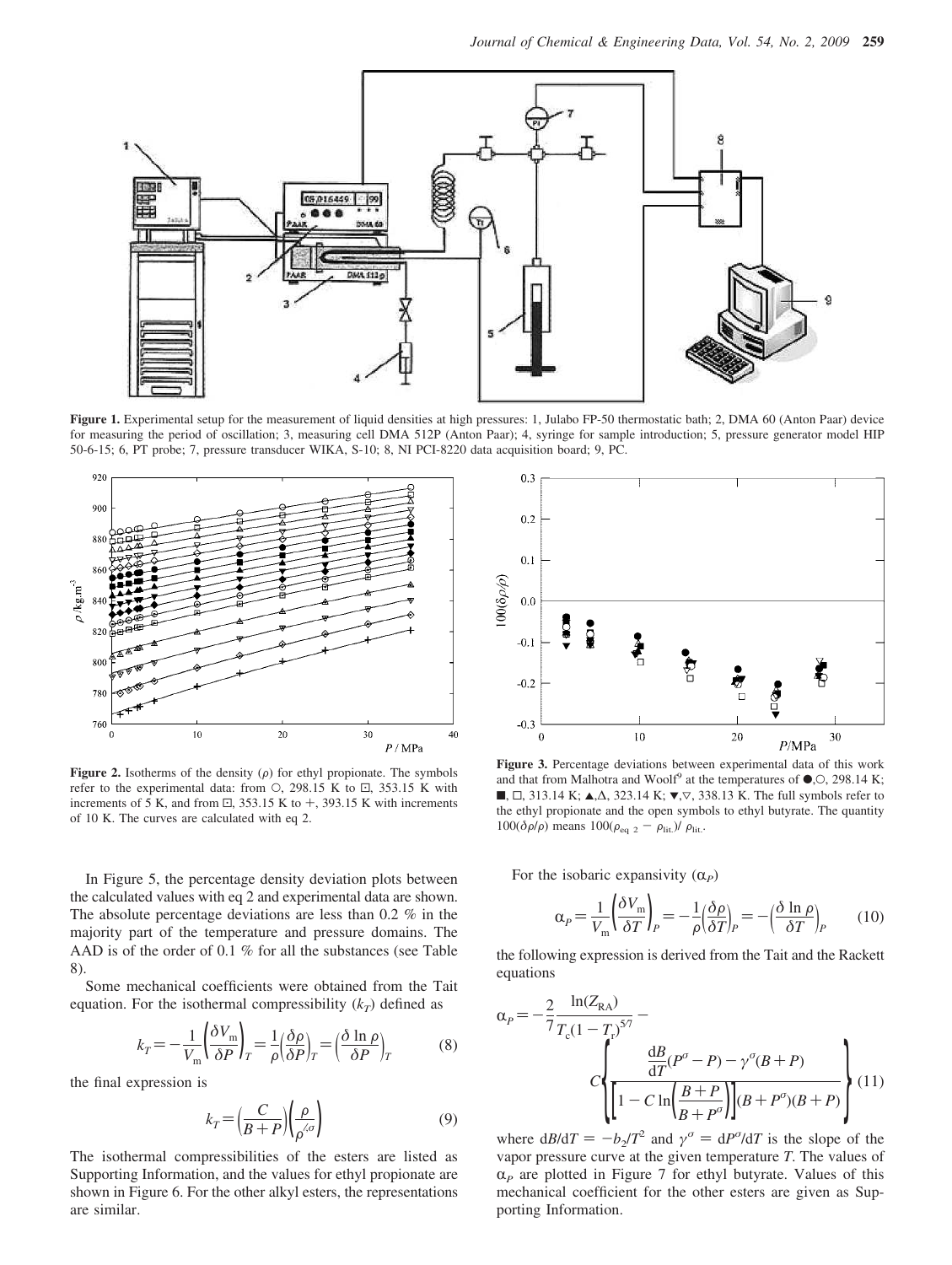**Figure 1.** Experimental setup for the measurement of liquid densities at high pressures: 1, Julabo FP-50 thermostatic bath; 2, DMA 60 (Anton Paar) device for measuring the period of oscillation; 3, measuring cell DMA 512P (Anton Paar); 4, syringe for sample introduction; 5, pressure generator model HIP 50-6-15; 6, PT probe; 7, pressure transducer WIKA, S-10; 8, NI PCI-8220 data acquisition board; 9, PC.

**Figure 2.** Isotherms of the density ($\rho$) for ethyl propionate. The symbols refer to the experimental data: from ○, 298.15 K to ⊡, 353.15 K with increments of 5 K, and from ⊡, 353.15 K to +, 393.15 K with increments of 10 K. The curves are calculated with eq 2.

**Figure 3.** Percentage deviations between experimental data of this work and that from Malhotra and Woolf[9] at the temperatures of ●,○, 298.14 K; ■, □, 313.14 K; ▲,△, 323.14 K; ▼,▽, 338.13 K. The full symbols refer to the ethyl propionate and the open symbols to ethyl butyrate. The quantity $100(\delta\rho/\rho)$ means $100(\rho_{\text{eq 2}} - \rho_{\text{lit.}})/\rho_{\text{lit.}}$.

In Figure 5, the percentage density deviation plots between the calculated values with eq 2 and experimental data are shown. The absolute percentage deviations are less than 0.2 % in the majority part of the temperature and pressure domains. The AAD is of the order of 0.1 % for all the substances (see Table 8).

Some mechanical coefficients were obtained from the Tait equation. For the isothermal compressibility ($k_T$) defined as

$$k_T = -\frac{1}{V_m}\left(\frac{\delta V_m}{\delta P}\right)_T = \frac{1}{\rho}\left(\frac{\delta \rho}{\delta P}\right)_T = \left(\frac{\delta \ln \rho}{\delta P}\right)_T \tag{8}$$

the final expression is

$$k_T = \left(\frac{C}{B+P}\right)\left(\frac{\rho}{\rho^{\sigma}}\right) \tag{9}$$

The isothermal compressibilities of the esters are listed as Supporting Information, and the values for ethyl propionate are shown in Figure 6. For the other alkyl esters, the representations are similar.

For the isobaric expansivity ($\alpha_P$)

$$\alpha_P = \frac{1}{V_m}\left(\frac{\delta V_m}{\delta T}\right)_P = -\frac{1}{\rho}\left(\frac{\delta \rho}{\delta T}\right)_P = -\left(\frac{\delta \ln \rho}{\delta T}\right)_P \tag{10}$$

the following expression is derived from the Tait and the Rackett equations

$$\alpha_P = -\frac{2}{7}\frac{\ln(Z_{RA})}{T_c(1-T_r)^{5/7}} - C\left\{\frac{\frac{dB}{dT}(P^{\sigma}-P) - \gamma^{\sigma}(B+P)}{\left[1 - C\ln\left(\frac{B+P}{B+P^{\sigma}}\right)\right](B+P^{\sigma})(B+P)}\right\} \tag{11}$$

where $dB/dT = -b_2/T^2$ and $\gamma^{\sigma} = dP^{\sigma}/dT$ is the slope of the vapor pressure curve at the given temperature $T$. The values of $\alpha_P$ are plotted in Figure 7 for ethyl butyrate. Values of this mechanical coefficient for the other esters are given as Supporting Information.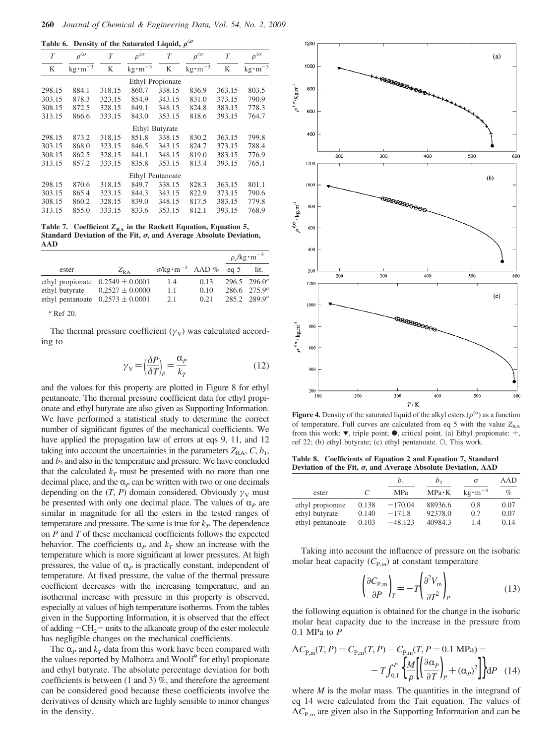**Table 6. Density of the Saturated Liquid, $\rho^{l\sigma}$**

| $T$ | $\rho^{l\sigma}$ | $T$ | $\rho^{l\sigma}$ | $T$ | $\rho^{l\sigma}$ | $T$ | $\rho^{l\sigma}$ |
|---|---|---|---|---|---|---|---|
| K | $kg \cdot m^{-3}$ | K | $kg \cdot m^{-3}$ | K | $kg \cdot m^{-3}$ | K | $kg \cdot m^{-3}$ |
| | | | Ethyl Propionate | | | | |
| 298.15 | 884.1 | 318.15 | 860.7 | 338.15 | 836.9 | 363.15 | 803.5 |
| 303.15 | 878.3 | 323.15 | 854.9 | 343.15 | 831.0 | 373.15 | 790.9 |
| 308.15 | 872.5 | 328.15 | 849.1 | 348.15 | 824.8 | 383.15 | 778.3 |
| 313.15 | 866.6 | 333.15 | 843.0 | 353.15 | 818.6 | 393.15 | 764.7 |
| | | | Ethyl Butyrate | | | | |
| 298.15 | 873.2 | 318.15 | 851.8 | 338.15 | 830.2 | 363.15 | 799.8 |
| 303.15 | 868.0 | 323.15 | 846.5 | 343.15 | 824.7 | 373.15 | 788.4 |
| 308.15 | 862.5 | 328.15 | 841.1 | 348.15 | 819.0 | 383.15 | 776.9 |
| 313.15 | 857.2 | 333.15 | 835.8 | 353.15 | 813.4 | 393.15 | 765.1 |
| | | | Ethyl Pentanoate | | | | |
| 298.15 | 870.6 | 318.15 | 849.7 | 338.15 | 828.3 | 363.15 | 801.1 |
| 303.15 | 865.4 | 323.15 | 844.3 | 343.15 | 822.9 | 373.15 | 790.6 |
| 308.15 | 860.2 | 328.15 | 839.0 | 348.15 | 817.5 | 383.15 | 779.8 |
| 313.15 | 855.0 | 333.15 | 833.6 | 353.15 | 812.1 | 393.15 | 768.9 |

**Table 7. Coefficient $Z_{RA}$ in the Rackett Equation, Equation 5, Standard Deviation of the Fit, $\sigma$, and Average Absolute Deviation, AAD**

| | | | | $\rho_c/kg \cdot m^{-3}$ | |
|---|---|---|---|---|---|
| ester | $Z_{RA}$ | $\sigma/kg \cdot m^{-3}$ | AAD % | eq 5 | lit. |
| ethyl propionate | $0.2549 \pm 0.0001$ | 1.4 | 0.13 | 296.5 | 296.0[a] |
| ethyl butyrate | $0.2527 \pm 0.0000$ | 1.1 | 0.10 | 286.6 | 275.9[a] |
| ethyl pentanoate | $0.2573 \pm 0.0001$ | 2.1 | 0.21 | 285.2 | 289.9[a] |

[a] Ref 20.

The thermal pressure coefficient ($\gamma_V$) was calculated according to

$$\gamma_V = \left(\frac{\delta P}{\delta T}\right)_\rho = \frac{\alpha_P}{k_T} \tag{12}$$

and the values for this property are plotted in Figure 8 for ethyl pentanoate. The thermal pressure coefficient data for ethyl propionate and ethyl butyrate are also given as Supporting Information. We have performed a statistical study to determine the correct number of significant figures of the mechanical coefficients. We have applied the propagation law of errors at eqs 9, 11, and 12 taking into account the uncertainties in the parameters $Z_{RA}$, $C$, $b_1$, and $b_2$ and also in the temperature and pressure. We have concluded that the calculated $k_T$ must be presented with no more than one decimal place, and the $\alpha_P$ can be written with two or one decimals depending on the ($T$, $P$) domain considered. Obviously $\gamma_V$ must be presented with only one decimal place. The values of $\alpha_P$ are similar in magnitude for all the esters in the tested ranges of temperature and pressure. The same is true for $k_T$. The dependence on $P$ and $T$ of these mechanical coefficients follows the expected behavior. The coefficients $\alpha_P$ and $k_T$ show an increase with the temperature which is more significant at lower pressures. At high pressures, the value of $\alpha_P$ is practically constant, independent of temperature. At fixed pressure, the value of the thermal pressure coefficient decreases with the increasing temperature, and an isothermal increase with pressure in this property is observed, especially at values of high temperature isotherms. From the tables given in the Supporting Information, it is observed that the effect of adding $-CH_2-$ units to the alkanoate group of the ester molecule has negligible changes on the mechanical coefficients.

The $\alpha_P$ and $k_T$ data from this work have been compared with the values reported by Malhotra and Woolf[9] for ethyl propionate and ethyl butyrate. The absolute percentage deviation for both coefficients is between (1 and 3) %, and therefore the agreement can be considered good because these coefficients involve the derivatives of density which are highly sensible to minor changes in the density.

**Figure 4.** Density of the saturated liquid of the alkyl esters ($\rho^{l\sigma}$) as a function of temperature. Full curves are calculated from eq 5 with the value $Z_{RA}$ from this work: ▼, triple point; ●, critical point. (a) Ethyl propionate: +, ref 22; (b) ethyl butyrate; (c) ethyl pentanoate. ○, This work.

**Table 8. Coefficients of Equation 2 and Equation 7, Standard Deviation of the Fit, $\sigma$, and Average Absolute Deviation, AAD**

| | | $b_1$ | $b_2$ | $\sigma$ | AAD |
|---|---|---|---|---|---|
| ester | $C$ | MPa | $MPa \cdot K$ | $kg \cdot m^{-3}$ | % |
| ethyl propionate | 0.138 | −170.04 | 88936.6 | 0.8 | 0.07 |
| ethyl butyrate | 0.140 | −171.8 | 92378.0 | 0.7 | 0.07 |
| ethyl pentanoate | 0.103 | −48.123 | 40984.3 | 1.4 | 0.14 |

Taking into account the influence of pressure on the isobaric molar heat capacity ($C_{P,m}$) at constant temperature

$$\left(\frac{\partial C_{P,m}}{\partial P}\right)_T = -T\left(\frac{\partial^2 V_m}{\partial T^2}\right)_P \tag{13}$$

the following equation is obtained for the change in the isobaric molar heat capacity due to the increase in the pressure from 0.1 MPa to $P$

$$\Delta C_{P,m}(T, P) = C_{P,m}(T, P) - C_{P,m}(T, P = 0.1 \text{ MPa}) = -T\int_{0.1}^{P}\left\{\frac{M}{\rho}\left[\left(\frac{\partial \alpha_P}{\partial T}\right)_P + (\alpha_P)^2\right]\right\}dP \tag{14}$$

where $M$ is the molar mass. The quantities in the integrand of eq 14 were calculated from the Tait equation. The values of $\Delta C_{P,m}$ are given also in the Supporting Information and can be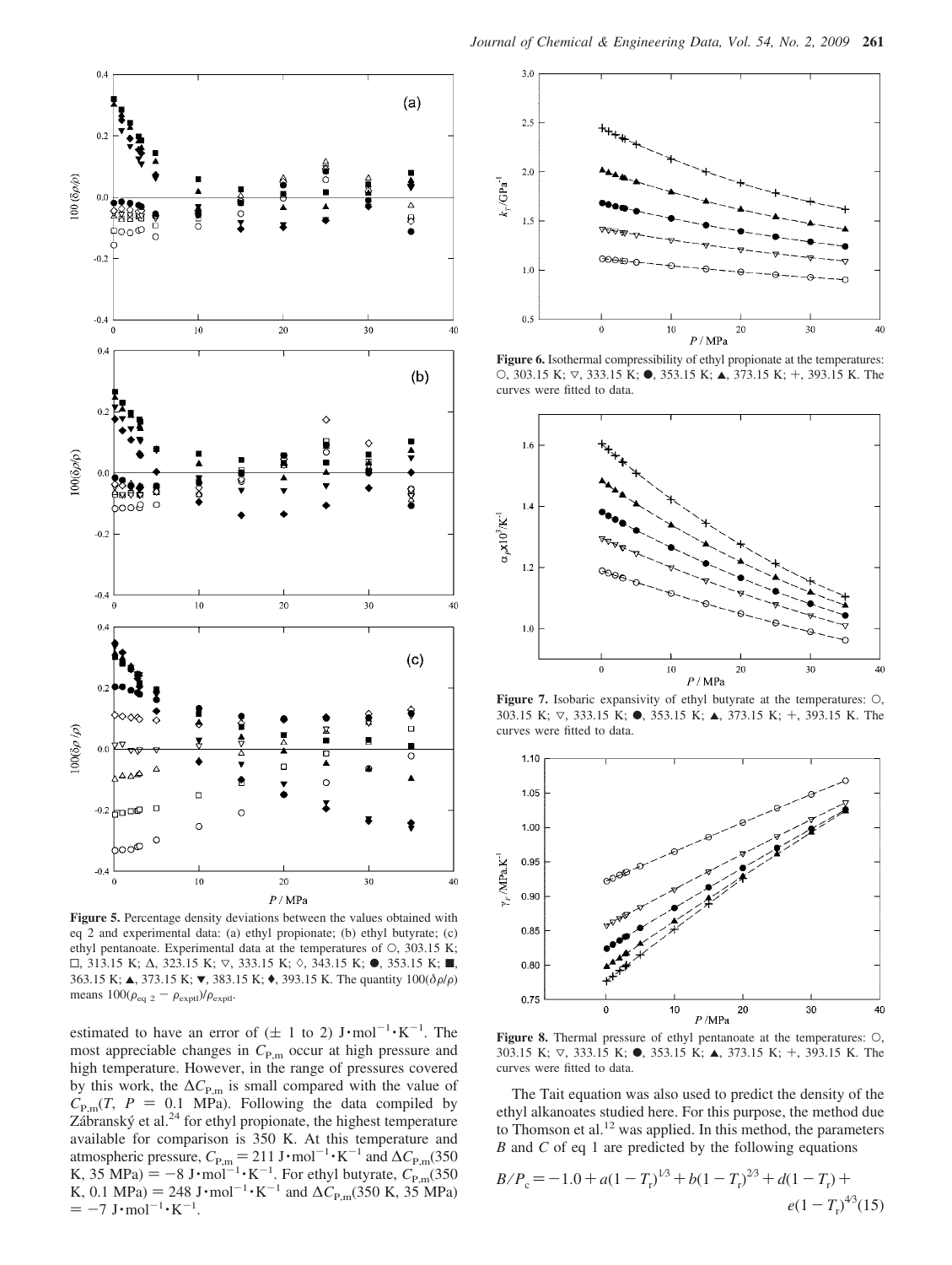Figure 5. Percentage density deviations between the values obtained with eq 2 and experimental data: (a) ethyl propionate; (b) ethyl butyrate; (c) ethyl pentanoate. Experimental data at the temperatures of ○, 303.15 K; □, 313.15 K; Δ, 323.15 K; ▽, 333.15 K; ◊, 343.15 K; ●, 353.15 K; ■, 363.15 K; ▲, 373.15 K; ▼, 383.15 K; ♦, 393.15 K. The quantity $100(\delta\rho/\rho)$ means $100(\rho_{eq\ 2} - \rho_{exptl})/\rho_{exptl}$.

estimated to have an error of (± 1 to 2) $J \cdot mol^{-1} \cdot K^{-1}$. The most appreciable changes in $C_{P,m}$ occur at high pressure and high temperature. However, in the range of pressures covered by this work, the $\Delta C_{P,m}$ is small compared with the value of $C_{P,m}(T, P = 0.1\ MPa)$. Following the data compiled by Zábranský et al.[24] for ethyl propionate, the highest temperature available for comparison is 350 K. At this temperature and atmospheric pressure, $C_{P,m} = 211\ J \cdot mol^{-1} \cdot K^{-1}$ and $\Delta C_{P,m}(350\ K, 35\ MPa) = -8\ J \cdot mol^{-1} \cdot K^{-1}$. For ethyl butyrate, $C_{P,m}(350\ K, 0.1\ MPa) = 248\ J \cdot mol^{-1} \cdot K^{-1}$ and $\Delta C_{P,m}(350\ K, 35\ MPa) = -7\ J \cdot mol^{-1} \cdot K^{-1}$.

Figure 6. Isothermal compressibility of ethyl propionate at the temperatures: ○, 303.15 K; ▽, 333.15 K; ●, 353.15 K; ▲, 373.15 K; +, 393.15 K. The curves were fitted to data.

Figure 7. Isobaric expansivity of ethyl butyrate at the temperatures: ○, 303.15 K; ▽, 333.15 K; ●, 353.15 K; ▲, 373.15 K; +, 393.15 K. The curves were fitted to data.

Figure 8. Thermal pressure of ethyl pentanoate at the temperatures: ○, 303.15 K; ▽, 333.15 K; ●, 353.15 K; ▲, 373.15 K; +, 393.15 K. The curves were fitted to data.

The Tait equation was also used to predict the density of the ethyl alkanoates studied here. For this purpose, the method due to Thomson et al.[12] was applied. In this method, the parameters $B$ and $C$ of eq 1 are predicted by the following equations

$$B/P_c = -1.0 + a(1 - T_r)^{1/3} + b(1 - T_r)^{2/3} + d(1 - T_r) + e(1 - T_r)^{4/3} \quad (15)$$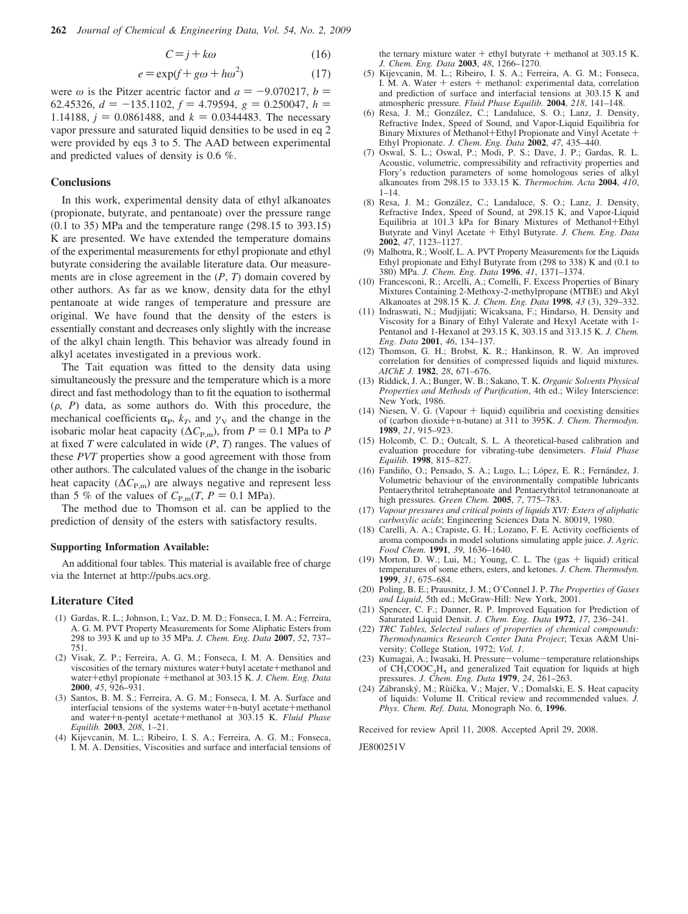$$C = j + k\omega \quad (16)$$

$$e = \exp(f + g\omega + h\omega^2) \quad (17)$$

were $\omega$ is the Pitzer acentric factor and $a = -9.070217$, $b = 62.45326$, $d = -135.1102$, $f = 4.79594$, $g = 0.250047$, $h = 1.14188$, $j = 0.0861488$, and $k = 0.0344483$. The necessary vapor pressure and saturated liquid densities to be used in eq 2 were provided by eqs 3 to 5. The AAD between experimental and predicted values of density is 0.6 %.

## Conclusions

In this work, experimental density data of ethyl alkanoates (propionate, butyrate, and pentanoate) over the pressure range (0.1 to 35) MPa and the temperature range (298.15 to 393.15) K are presented. We have extended the temperature domains of the experimental measurements for ethyl propionate and ethyl butyrate considering the available literature data. Our measurements are in close agreement in the ($P$, $T$) domain covered by other authors. As far as we know, density data for the ethyl pentanoate at wide ranges of temperature and pressure are original. We have found that the density of the esters is essentially constant and decreases only slightly with the increase of the alkyl chain length. This behavior was already found in alkyl acetates investigated in a previous work.

The Tait equation was fitted to the density data using simultaneously the pressure and the temperature which is a more direct and fast methodology than to fit the equation to isothermal ($\rho$, $P$) data, as some authors do. With this procedure, the mechanical coefficients $\alpha_P$, $k_T$, and $\gamma_V$ and the change in the isobaric molar heat capacity ($\Delta C_{P,m}$), from $P = 0.1$ MPa to $P$ at fixed $T$ were calculated in wide ($P$, $T$) ranges. The values of these *PVT* properties show a good agreement with those from other authors. The calculated values of the change in the isobaric heat capacity ($\Delta C_{P,m}$) are always negative and represent less than 5 % of the values of $C_{P,m}(T, P = 0.1 \text{ MPa})$.

The method due to Thomson et al. can be applied to the prediction of density of the esters with satisfactory results.

### Supporting Information Available:

An additional four tables. This material is available free of charge via the Internet at http://pubs.acs.org.

## Literature Cited

(1) Gardas, R. L.; Johnson, I.; Vaz, D. M. D.; Fonseca, I. M. A.; Ferreira, A. G. M. PVT Property Measurements for Some Aliphatic Esters from 298 to 393 K and up to 35 MPa. *J. Chem. Eng. Data* **2007**, *52*, 737–751.

(2) Visak, Z. P.; Ferreira, A. G. M.; Fonseca, I. M. A. Densities and viscosities of the ternary mixtures water+butyl acetate+methanol and water+ethyl propionate +methanol at 303.15 K. *J. Chem. Eng. Data* **2000**, *45*, 926–931.

(3) Santos, B. M. S.; Ferreira, A. G. M.; Fonseca, I. M. A. Surface and interfacial tensions of the systems water+n-butyl acetate+methanol and water+n-pentyl acetate+methanol at 303.15 K. *Fluid Phase Equilib.* **2003**, *208*, 1–21.

(4) Kijevcanin, M. L.; Ribeiro, I. S. A.; Ferreira, A. G. M.; Fonseca, I. M. A. Densities, Viscosities and surface and interfacial tensions of the ternary mixture water + ethyl butyrate + methanol at 303.15 K. *J. Chem. Eng. Data* **2003**, *48*, 1266–1270.

(5) Kijevcanin, M. L.; Ribeiro, I. S. A.; Ferreira, A. G. M.; Fonseca, I. M. A. Water + esters + methanol: experimental data, correlation and prediction of surface and interfacial tensions at 303.15 K and atmospheric pressure. *Fluid Phase Equilib.* **2004**, *218*, 141–148.

(6) Resa, J. M.; González, C.; Landaluce, S. O.; Lanz, J. Density, Refractive Index, Speed of Sound, and Vapor-Liquid Equilibria for Binary Mixtures of Methanol+Ethyl Propionate and Vinyl Acetate + Ethyl Propionate. *J. Chem. Eng. Data* **2002**, *47*, 435–440.

(7) Oswal, S. L.; Oswal, P.; Modi, P. S.; Dave, J. P.; Gardas, R. L. Acoustic, volumetric, compressibility and refractivity properties and Flory's reduction parameters of some homologous series of alkyl alkanoates from 298.15 to 333.15 K. *Thermochim. Acta* **2004**, *410*, 1–14.

(8) Resa, J. M.; González, C.; Landaluce, S. O.; Lanz, J. Density, Refractive Index, Speed of Sound, at 298.15 K, and Vapor-Liquid Equilibria at 101.3 kPa for Binary Mixtures of Methanol+Ethyl Butyrate and Vinyl Acetate + Ethyl Butyrate. *J. Chem. Eng. Data* **2002**, *47*, 1123–1127.

(9) Malhotra, R.; Woolf, L. A. PVT Property Measurements for the Liquids Ethyl propionate and Ethyl Butyrate from (298 to 338) K and (0.1 to 380) MPa. *J. Chem. Eng. Data* **1996**, *41*, 1371–1374.

(10) Francesconi, R.; Arcelli, A.; Comelli, F. Excess Properties of Binary Mixtures Containing 2-Methoxy-2-methylpropane (MTBE) and Akyl Alkanoates at 298.15 K. *J. Chem. Eng. Data* **1998**, *43* (3), 329–332.

(11) Indraswati, N.; Mudjijati; Wicaksana, F.; Hindarso, H. Density and Viscosity for a Binary of Ethyl Valerate and Hexyl Acetate with 1-Pentanol and 1-Hexanol at 293.15 K, 303.15 and 313.15 K. *J. Chem. Eng. Data* **2001**, *46*, 134–137.

(12) Thomson, G. H.; Brobst, K. R.; Hankinson, R. W. An improved correlation for densities of compressed liquids and liquid mixtures. *AIChE J.* **1982**, *28*, 671–676.

(13) Riddick, J. A.; Bunger, W. B.; Sakano, T. K. *Organic Solvents Physical Properties and Methods of Purification*, 4th ed.; Wiley Interscience: New York, 1986.

(14) Niesen, V. G. (Vapour + liquid) equilibria and coexisting densities of (carbon dioxide+n-butane) at 311 to 395K. *J. Chem. Thermodyn.* **1989**, *21*, 915–923.

(15) Holcomb, C. D.; Outcalt, S. L. A theoretical-based calibration and evaluation procedure for vibrating-tube densimeters. *Fluid Phase Equilib.* **1998**, 815–827.

(16) Fandiño, O.; Pensado, S. A.; Lugo, L.; López, E. R.; Fernández, J. Volumetric behaviour of the environmentally compatible lubricants Pentaerythritol tetraheptanoate and Pentaerythritol tetranonanoate at high pressures. *Green Chem.* **2005**, *7*, 775–783.

(17) *Vapour pressures and critical points of liquids XVI: Esters of aliphatic carboxylic acids*; Engineering Sciences Data N. 80019, 1980.

(18) Carelli, A. A.; Crapiste, G. H.; Lozano, F. E. Activity coefficients of aroma compounds in model solutions simulating apple juice. *J. Agric. Food Chem.* **1991**, *39*, 1636–1640.

(19) Morton, D. W.; Lui, M.; Young, C. L. The (gas + liquid) critical temperatures of some ethers, esters, and ketones. *J. Chem. Thermodyn.* **1999**, *31*, 675–684.

(20) Poling, B. E.; Prausnitz, J. M.; O'Connel J. P. *The Properties of Gases and Liquid*, 5th ed.; McGraw-Hill: New York, 2001.

(21) Spencer, C. F.; Danner, R. P. Improved Equation for Prediction of Saturated Liquid Densit. *J. Chem. Eng. Data* **1972**, *17*, 236–241.

(22) *TRC Tables, Selected values of properties of chemical compounds: Thermodynamics Research Center Data Project*; Texas A&M University: College Station, 1972; *Vol. 1*.

(23) Kumagai, A.; Iwasaki, H. Pressure–volume–temperature relationships of $CH_3COOC_2H_5$ and generalized Tait equation for liquids at high pressures. *J. Chem. Eng. Data* **1979**, *24*, 261–263.

(24) Zábranský, M.; Rùièka, V.; Majer, V.; Domalski, E. S. Heat capacity of liquids: Volume II. Critical review and recommended values. *J. Phys. Chem. Ref. Data,* Monograph No. 6, **1996**.

Received for review April 11, 2008. Accepted April 29, 2008.

JE800251V